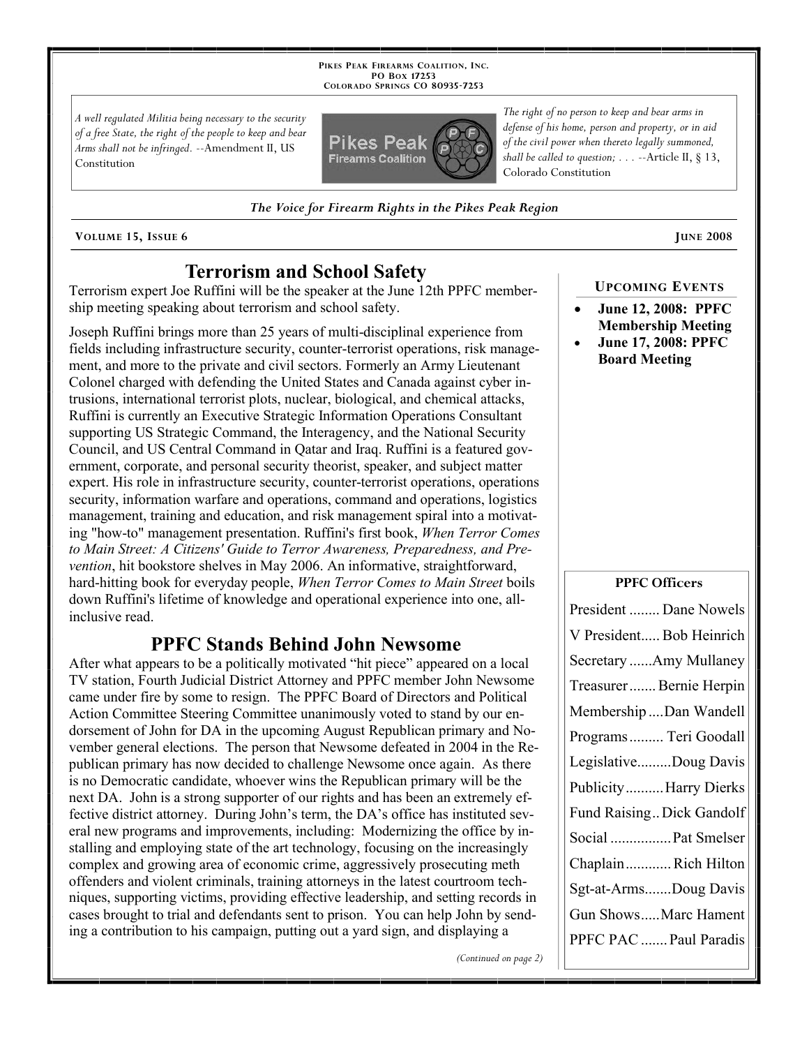**Pikes Peak Firearms Coalition, Inc.**
**PO Box 17253**
**Colorado Springs CO 80935-7253**

*A well regulated Militia being necessary to the security of a free State, the right of the people to keep and bear Arms shall not be infringed.* --Amendment II, US Constitution

*The right of no person to keep and bear arms in defense of his home, person and property, or in aid of the civil power when thereto legally summoned, shall be called to question; . . .* --Article II, § 13, Colorado Constitution

***The Voice for Firearm Rights in the Pikes Peak Region***

**Volume 15, Issue 6** — **June 2008**

## Terrorism and School Safety

Terrorism expert Joe Ruffini will be the speaker at the June 12th PPFC membership meeting speaking about terrorism and school safety.

Joseph Ruffini brings more than 25 years of multi-disciplinal experience from fields including infrastructure security, counter-terrorist operations, risk management, and more to the private and civil sectors. Formerly an Army Lieutenant Colonel charged with defending the United States and Canada against cyber intrusions, international terrorist plots, nuclear, biological, and chemical attacks, Ruffini is currently an Executive Strategic Information Operations Consultant supporting US Strategic Command, the Interagency, and the National Security Council, and US Central Command in Qatar and Iraq. Ruffini is a featured government, corporate, and personal security theorist, speaker, and subject matter expert. His role in infrastructure security, counter-terrorist operations, operations security, information warfare and operations, command and operations, logistics management, training and education, and risk management spiral into a motivating "how-to" management presentation. Ruffini's first book, *When Terror Comes to Main Street: A Citizens' Guide to Terror Awareness, Preparedness, and Prevention*, hit bookstore shelves in May 2006. An informative, straightforward, hard-hitting book for everyday people, *When Terror Comes to Main Street* boils down Ruffini's lifetime of knowledge and operational experience into one, all-inclusive read.

## PPFC Stands Behind John Newsome

After what appears to be a politically motivated "hit piece" appeared on a local TV station, Fourth Judicial District Attorney and PPFC member John Newsome came under fire by some to resign. The PPFC Board of Directors and Political Action Committee Steering Committee unanimously voted to stand by our endorsement of John for DA in the upcoming August Republican primary and November general elections. The person that Newsome defeated in 2004 in the Republican primary has now decided to challenge Newsome once again. As there is no Democratic candidate, whoever wins the Republican primary will be the next DA. John is a strong supporter of our rights and has been an extremely effective district attorney. During John's term, the DA's office has instituted several new programs and improvements, including: Modernizing the office by installing and employing state of the art technology, focusing on the increasingly complex and growing area of economic crime, aggressively prosecuting meth offenders and violent criminals, training attorneys in the latest courtroom techniques, supporting victims, providing effective leadership, and setting records in cases brought to trial and defendants sent to prison. You can help John by sending a contribution to his campaign, putting out a yard sign, and displaying a

*(Continued on page 2)*

### Upcoming Events

- **June 12, 2008: PPFC Membership Meeting**
- **June 17, 2008: PPFC Board Meeting**

### PPFC Officers

| Office | Name |
|---|---|
| President | Dane Nowels |
| V President | Bob Heinrich |
| Secretary | Amy Mullaney |
| Treasurer | Bernie Herpin |
| Membership | Dan Wandell |
| Programs | Teri Goodall |
| Legislative | Doug Davis |
| Publicity | Harry Dierks |
| Fund Raising | Dick Gandolf |
| Social | Pat Smelser |
| Chaplain | Rich Hilton |
| Sgt-at-Arms | Doug Davis |
| Gun Shows | Marc Hament |
| PPFC PAC | Paul Paradis |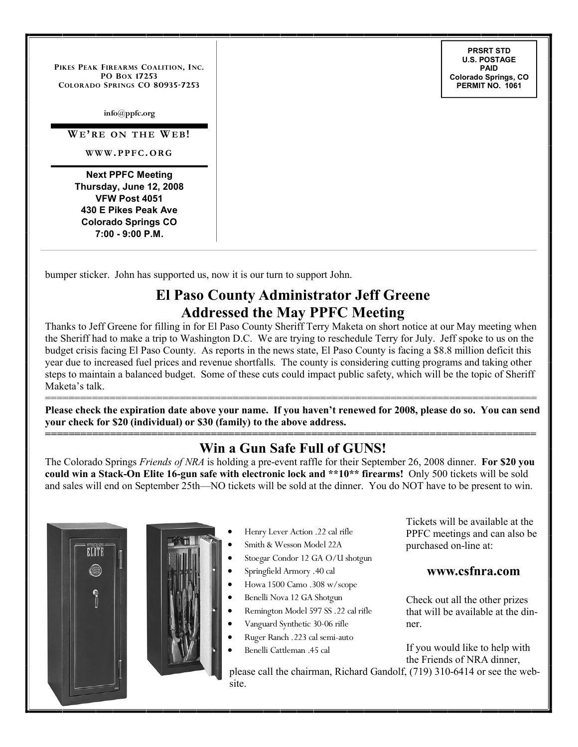PIKES PEAK FIREARMS COALITION, INC.
PO BOX 17253
COLORADO SPRINGS CO 80935-7253

info@ppfc.org

**WE'RE ON THE WEB!**

**WWW.PPFC.ORG**

**Next PPFC Meeting**
**Thursday, June 12, 2008**
**VFW Post 4051**
**430 E Pikes Peak Ave**
**Colorado Springs CO**
**7:00 - 9:00 P.M.**

PRSRT STD
U.S. POSTAGE
PAID
Colorado Springs, CO
PERMIT NO. 1061

bumper sticker. John has supported us, now it is our turn to support John.

## El Paso County Administrator Jeff Greene Addressed the May PPFC Meeting

Thanks to Jeff Greene for filling in for El Paso County Sheriff Terry Maketa on short notice at our May meeting when the Sheriff had to make a trip to Washington D.C. We are trying to reschedule Terry for July. Jeff spoke to us on the budget crisis facing El Paso County. As reports in the news state, El Paso County is facing a $8.8 million deficit this year due to increased fuel prices and revenue shortfalls. The county is considering cutting programs and taking other steps to maintain a balanced budget. Some of these cuts could impact public safety, which will be the topic of Sheriff Maketa's talk.

---

**Please check the expiration date above your name. If you haven't renewed for 2008, please do so. You can send your check for $20 (individual) or $30 (family) to the above address.**

---

## Win a Gun Safe Full of GUNS!

The Colorado Springs *Friends of NRA* is holding a pre-event raffle for their September 26, 2008 dinner. **For $20 you could win a Stack-On Elite 16-gun safe with electronic lock and **10** firearms!** Only 500 tickets will be sold and sales will end on September 25th—NO tickets will be sold at the dinner. You do NOT have to be present to win.

- Henry Lever Action .22 cal rifle
- Smith & Wesson Model 22A
- Stoegar Condor 12 GA O/U shotgun
- Springfield Armory .40 cal
- Howa 1500 Camo .308 w/scope
- Benelli Nova 12 GA Shotgun
- Remington Model 597 SS .22 cal rifle
- Vanguard Synthetic 30-06 rifle
- Ruger Ranch .223 cal semi-auto
- Benelli Cattleman .45 cal

Tickets will be available at the PPFC meetings and can also be purchased on-line at:

**www.csfnra.com**

Check out all the other prizes that will be available at the dinner.

If you would like to help with the Friends of NRA dinner, please call the chairman, Richard Gandolf, (719) 310-6414 or see the website.